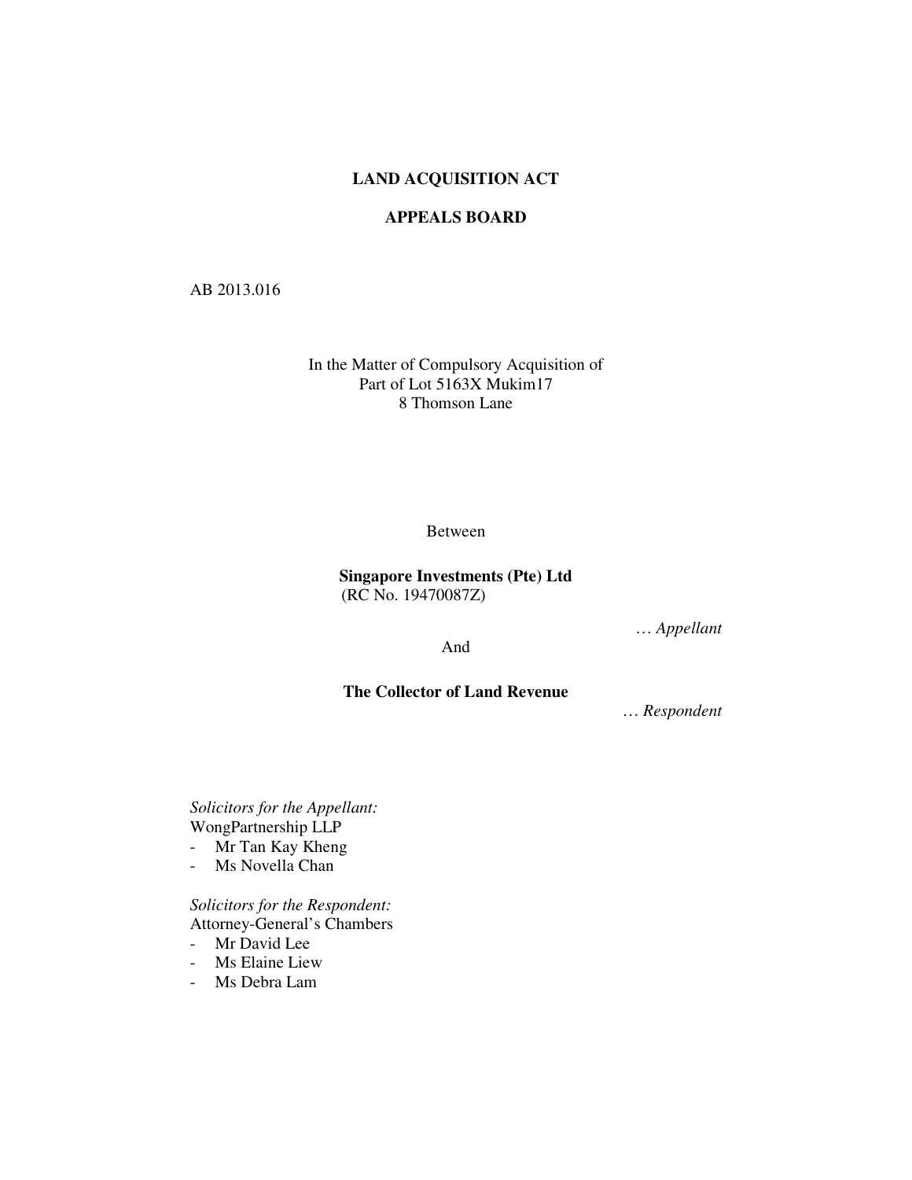**LAND ACQUISITION ACT**

**APPEALS BOARD**

AB 2013.016

In the Matter of Compulsory Acquisition of
Part of Lot 5163X Mukim17
8 Thomson Lane

Between

**Singapore Investments (Pte) Ltd**
(RC No. 19470087Z)

… *Appellant*

And

**The Collector of Land Revenue**

… *Respondent*

*Solicitors for the Appellant:*
WongPartnership LLP
- Mr Tan Kay Kheng
- Ms Novella Chan

*Solicitors for the Respondent:*
Attorney-General's Chambers
- Mr David Lee
- Ms Elaine Liew
- Ms Debra Lam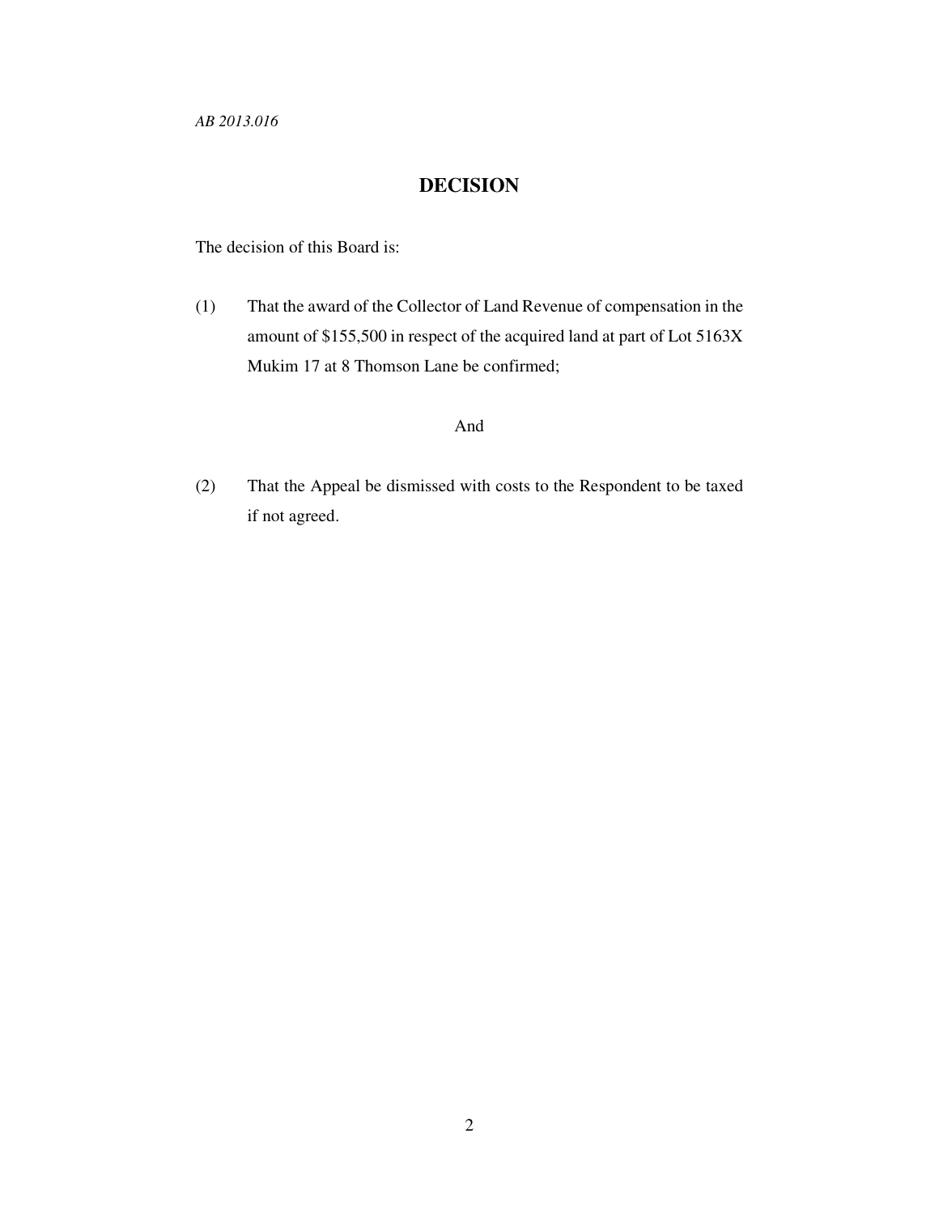*AB 2013.016*

# DECISION

The decision of this Board is:

(1) That the award of the Collector of Land Revenue of compensation in the amount of $155,500 in respect of the acquired land at part of Lot 5163X Mukim 17 at 8 Thomson Lane be confirmed;

And

(2) That the Appeal be dismissed with costs to the Respondent to be taxed if not agreed.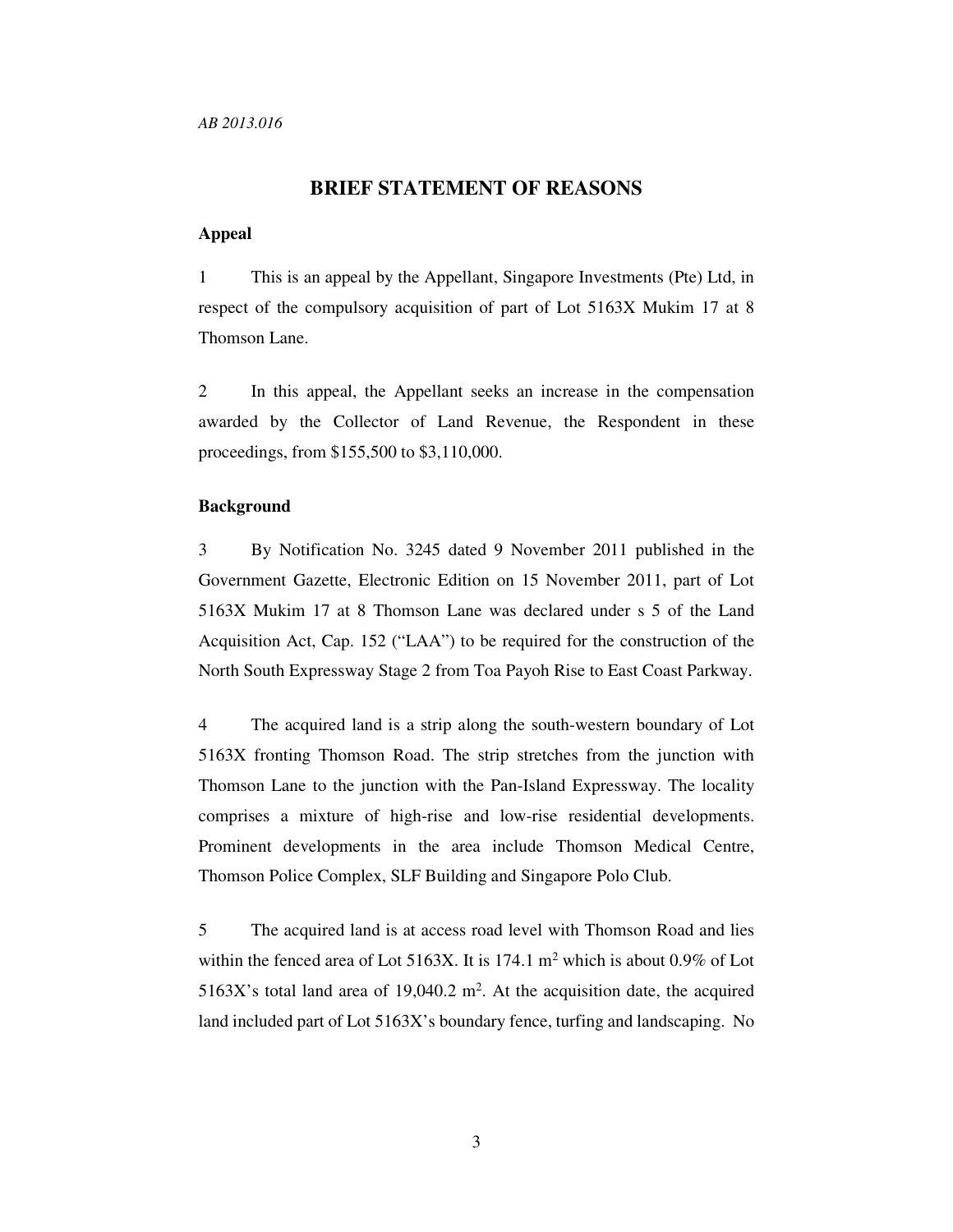*AB 2013.016*

# BRIEF STATEMENT OF REASONS

## Appeal

1 This is an appeal by the Appellant, Singapore Investments (Pte) Ltd, in respect of the compulsory acquisition of part of Lot 5163X Mukim 17 at 8 Thomson Lane.

2 In this appeal, the Appellant seeks an increase in the compensation awarded by the Collector of Land Revenue, the Respondent in these proceedings, from $155,500 to $3,110,000.

## Background

3 By Notification No. 3245 dated 9 November 2011 published in the Government Gazette, Electronic Edition on 15 November 2011, part of Lot 5163X Mukim 17 at 8 Thomson Lane was declared under s 5 of the Land Acquisition Act, Cap. 152 ("LAA") to be required for the construction of the North South Expressway Stage 2 from Toa Payoh Rise to East Coast Parkway.

4 The acquired land is a strip along the south-western boundary of Lot 5163X fronting Thomson Road. The strip stretches from the junction with Thomson Lane to the junction with the Pan-Island Expressway. The locality comprises a mixture of high-rise and low-rise residential developments. Prominent developments in the area include Thomson Medical Centre, Thomson Police Complex, SLF Building and Singapore Polo Club.

5 The acquired land is at access road level with Thomson Road and lies within the fenced area of Lot 5163X. It is 174.1 m$^2$ which is about 0.9% of Lot 5163X's total land area of 19,040.2 m$^2$. At the acquisition date, the acquired land included part of Lot 5163X's boundary fence, turfing and landscaping. No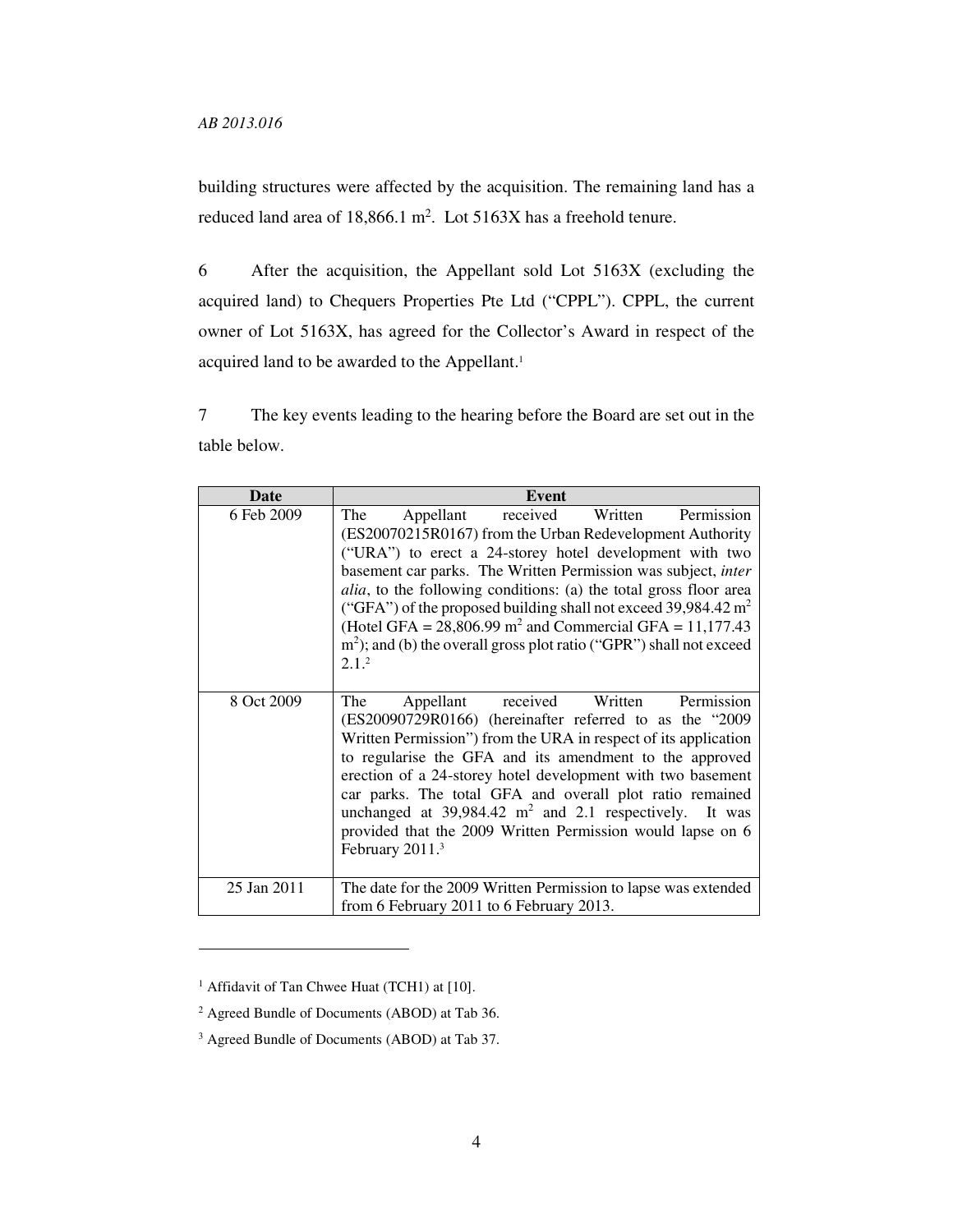building structures were affected by the acquisition. The remaining land has a reduced land area of 18,866.1 $m^2$. Lot 5163X has a freehold tenure.

6 After the acquisition, the Appellant sold Lot 5163X (excluding the acquired land) to Chequers Properties Pte Ltd ("CPPL"). CPPL, the current owner of Lot 5163X, has agreed for the Collector's Award in respect of the acquired land to be awarded to the Appellant.[1]

7 The key events leading to the hearing before the Board are set out in the table below.

| Date | Event |
| --- | --- |
| 6 Feb 2009 | The Appellant received Written Permission (ES20070215R0167) from the Urban Redevelopment Authority ("URA") to erect a 24-storey hotel development with two basement car parks. The Written Permission was subject, *inter alia*, to the following conditions: (a) the total gross floor area ("GFA") of the proposed building shall not exceed 39,984.42 $m^2$ (Hotel GFA = 28,806.99 $m^2$ and Commercial GFA = 11,177.43 $m^2$); and (b) the overall gross plot ratio ("GPR") shall not exceed 2.1.[2] |
| 8 Oct 2009 | The Appellant received Written Permission (ES20090729R0166) (hereinafter referred to as the "2009 Written Permission") from the URA in respect of its application to regularise the GFA and its amendment to the approved erection of a 24-storey hotel development with two basement car parks. The total GFA and overall plot ratio remained unchanged at 39,984.42 $m^2$ and 2.1 respectively. It was provided that the 2009 Written Permission would lapse on 6 February 2011.[3] |
| 25 Jan 2011 | The date for the 2009 Written Permission to lapse was extended from 6 February 2011 to 6 February 2013. |

[1] Affidavit of Tan Chwee Huat (TCH1) at [10].

[2] Agreed Bundle of Documents (ABOD) at Tab 36.

[3] Agreed Bundle of Documents (ABOD) at Tab 37.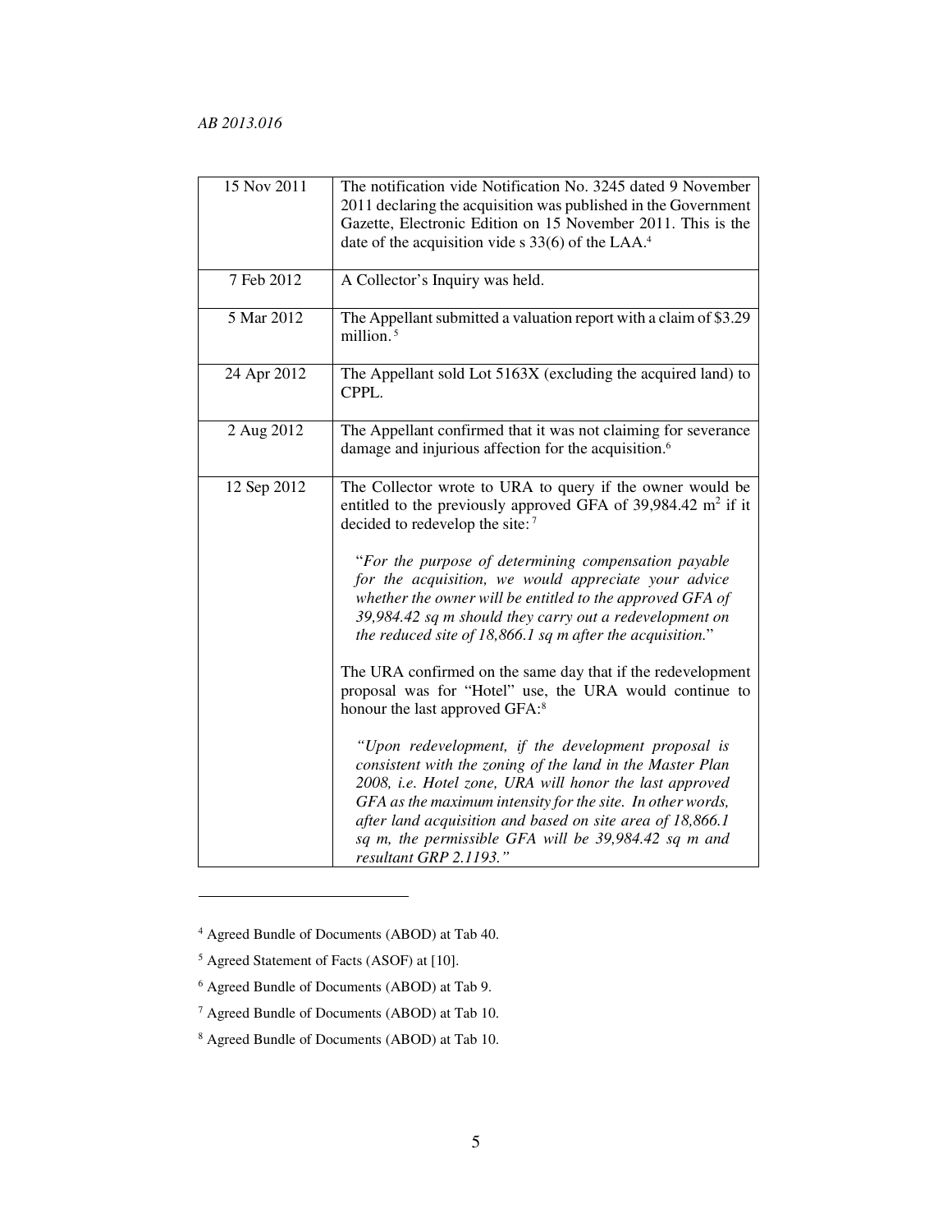| | |
|---|---|
| 15 Nov 2011 | The notification vide Notification No. 3245 dated 9 November 2011 declaring the acquisition was published in the Government Gazette, Electronic Edition on 15 November 2011. This is the date of the acquisition vide s 33(6) of the LAA.[4] |
| 7 Feb 2012 | A Collector's Inquiry was held. |
| 5 Mar 2012 | The Appellant submitted a valuation report with a claim of $3.29 million.[5] |
| 24 Apr 2012 | The Appellant sold Lot 5163X (excluding the acquired land) to CPPL. |
| 2 Aug 2012 | The Appellant confirmed that it was not claiming for severance damage and injurious affection for the acquisition.[6] |
| 12 Sep 2012 | The Collector wrote to URA to query if the owner would be entitled to the previously approved GFA of 39,984.42 m² if it decided to redevelop the site:[7] <br><br> "*For the purpose of determining compensation payable for the acquisition, we would appreciate your advice whether the owner will be entitled to the approved GFA of 39,984.42 sq m should they carry out a redevelopment on the reduced site of 18,866.1 sq m after the acquisition.*" <br><br> The URA confirmed on the same day that if the redevelopment proposal was for "Hotel" use, the URA would continue to honour the last approved GFA:[8] <br><br> *"Upon redevelopment, if the development proposal is consistent with the zoning of the land in the Master Plan 2008, i.e. Hotel zone, URA will honor the last approved GFA as the maximum intensity for the site. In other words, after land acquisition and based on site area of 18,866.1 sq m, the permissible GFA will be 39,984.42 sq m and resultant GRP 2.1193."* |

[4] Agreed Bundle of Documents (ABOD) at Tab 40.

[5] Agreed Statement of Facts (ASOF) at [10].

[6] Agreed Bundle of Documents (ABOD) at Tab 9.

[7] Agreed Bundle of Documents (ABOD) at Tab 10.

[8] Agreed Bundle of Documents (ABOD) at Tab 10.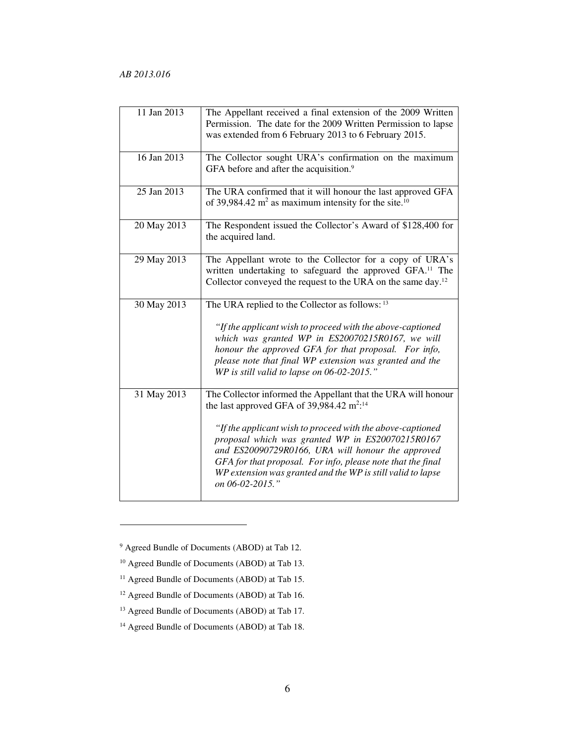| | |
|---|---|
| 11 Jan 2013 | The Appellant received a final extension of the 2009 Written Permission. The date for the 2009 Written Permission to lapse was extended from 6 February 2013 to 6 February 2015. |
| 16 Jan 2013 | The Collector sought URA's confirmation on the maximum GFA before and after the acquisition.[9] |
| 25 Jan 2013 | The URA confirmed that it will honour the last approved GFA of 39,984.42 $m^2$ as maximum intensity for the site.[10] |
| 20 May 2013 | The Respondent issued the Collector's Award of $128,400 for the acquired land. |
| 29 May 2013 | The Appellant wrote to the Collector for a copy of URA's written undertaking to safeguard the approved GFA.[11] The Collector conveyed the request to the URA on the same day.[12] |
| 30 May 2013 | The URA replied to the Collector as follows: [13] <br><br> *"If the applicant wish to proceed with the above-captioned which was granted WP in ES20070215R0167, we will honour the approved GFA for that proposal. For info, please note that final WP extension was granted and the WP is still valid to lapse on 06-02-2015."* |
| 31 May 2013 | The Collector informed the Appellant that the URA will honour the last approved GFA of 39,984.42 $m^2$:[14] <br><br> *"If the applicant wish to proceed with the above-captioned proposal which was granted WP in ES20070215R0167 and ES20090729R0166, URA will honour the approved GFA for that proposal. For info, please note that the final WP extension was granted and the WP is still valid to lapse on 06-02-2015."* |

---

[9] Agreed Bundle of Documents (ABOD) at Tab 12.

[10] Agreed Bundle of Documents (ABOD) at Tab 13.

[11] Agreed Bundle of Documents (ABOD) at Tab 15.

[12] Agreed Bundle of Documents (ABOD) at Tab 16.

[13] Agreed Bundle of Documents (ABOD) at Tab 17.

[14] Agreed Bundle of Documents (ABOD) at Tab 18.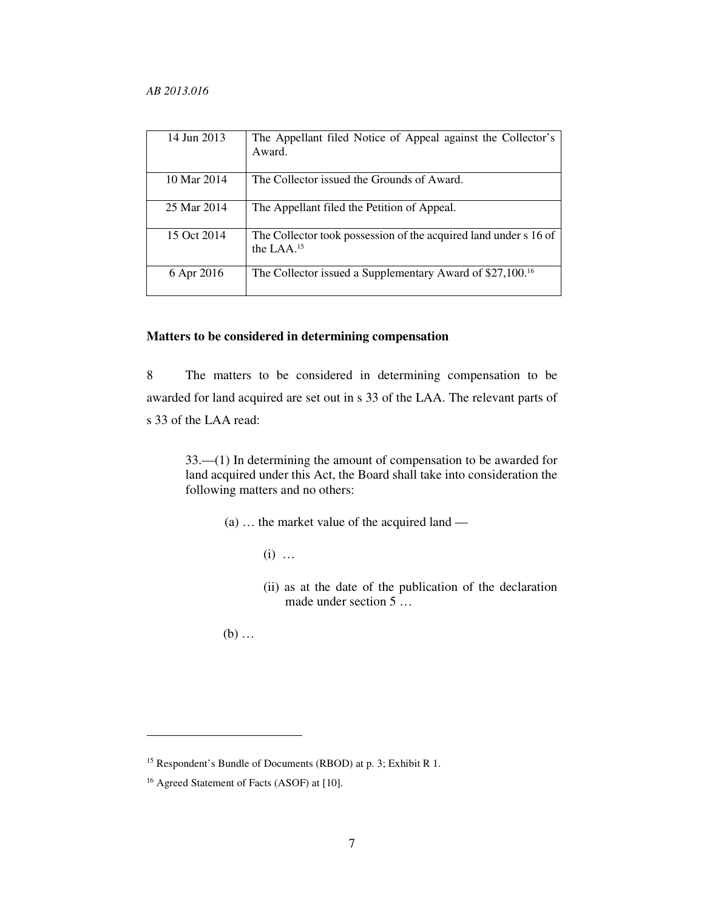| 14 Jun 2013 | The Appellant filed Notice of Appeal against the Collector's Award. |
|---|---|
| 10 Mar 2014 | The Collector issued the Grounds of Award. |
| 25 Mar 2014 | The Appellant filed the Petition of Appeal. |
| 15 Oct 2014 | The Collector took possession of the acquired land under s 16 of the LAA.[15] |
| 6 Apr 2016 | The Collector issued a Supplementary Award of $27,100.[16] |

**Matters to be considered in determining compensation**

8 The matters to be considered in determining compensation to be awarded for land acquired are set out in s 33 of the LAA. The relevant parts of s 33 of the LAA read:

> 33.—(1) In determining the amount of compensation to be awarded for land acquired under this Act, the Board shall take into consideration the following matters and no others:
>
> (a) … the market value of the acquired land —
>
> (i) …
>
> (ii) as at the date of the publication of the declaration made under section 5 …
>
> (b) …

---

[15] Respondent's Bundle of Documents (RBOD) at p. 3; Exhibit R 1.

[16] Agreed Statement of Facts (ASOF) at [10].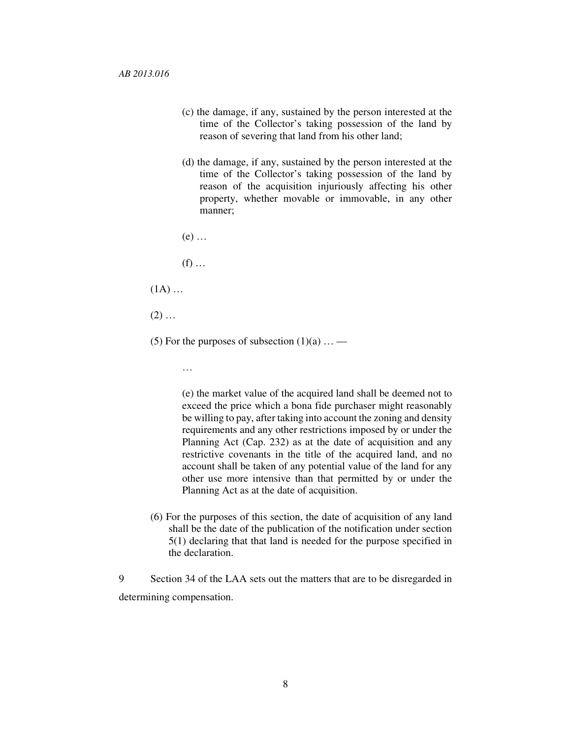(c) the damage, if any, sustained by the person interested at the time of the Collector's taking possession of the land by reason of severing that land from his other land;

(d) the damage, if any, sustained by the person interested at the time of the Collector's taking possession of the land by reason of the acquisition injuriously affecting his other property, whether movable or immovable, in any other manner;

(e) …

(f) …

(1A) …

(2) …

(5) For the purposes of subsection (1)(a) … —

…

(e) the market value of the acquired land shall be deemed not to exceed the price which a bona fide purchaser might reasonably be willing to pay, after taking into account the zoning and density requirements and any other restrictions imposed by or under the Planning Act (Cap. 232) as at the date of acquisition and any restrictive covenants in the title of the acquired land, and no account shall be taken of any potential value of the land for any other use more intensive than that permitted by or under the Planning Act as at the date of acquisition.

(6) For the purposes of this section, the date of acquisition of any land shall be the date of the publication of the notification under section 5(1) declaring that that land is needed for the purpose specified in the declaration.

9 Section 34 of the LAA sets out the matters that are to be disregarded in determining compensation.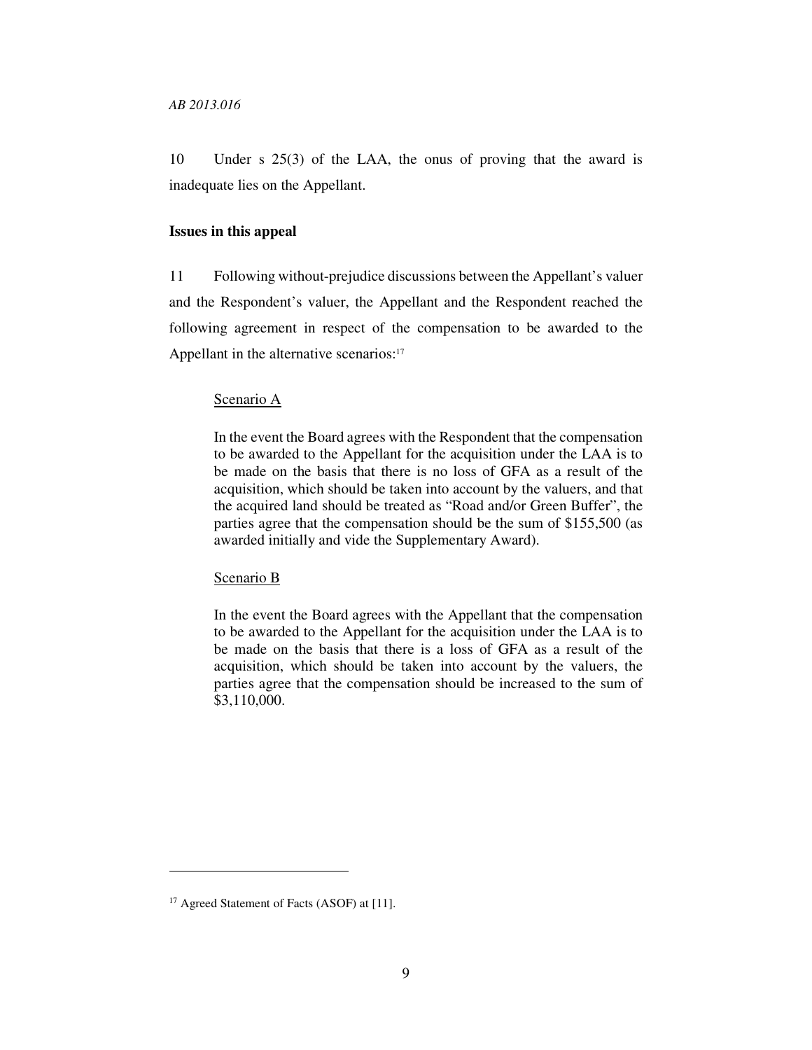10 Under s 25(3) of the LAA, the onus of proving that the award is inadequate lies on the Appellant.

**Issues in this appeal**

11 Following without-prejudice discussions between the Appellant's valuer and the Respondent's valuer, the Appellant and the Respondent reached the following agreement in respect of the compensation to be awarded to the Appellant in the alternative scenarios:[17]

> Scenario A
>
> In the event the Board agrees with the Respondent that the compensation to be awarded to the Appellant for the acquisition under the LAA is to be made on the basis that there is no loss of GFA as a result of the acquisition, which should be taken into account by the valuers, and that the acquired land should be treated as "Road and/or Green Buffer", the parties agree that the compensation should be the sum of $155,500 (as awarded initially and vide the Supplementary Award).
>
> Scenario B
>
> In the event the Board agrees with the Appellant that the compensation to be awarded to the Appellant for the acquisition under the LAA is to be made on the basis that there is a loss of GFA as a result of the acquisition, which should be taken into account by the valuers, the parties agree that the compensation should be increased to the sum of $3,110,000.

---

[17] Agreed Statement of Facts (ASOF) at [11].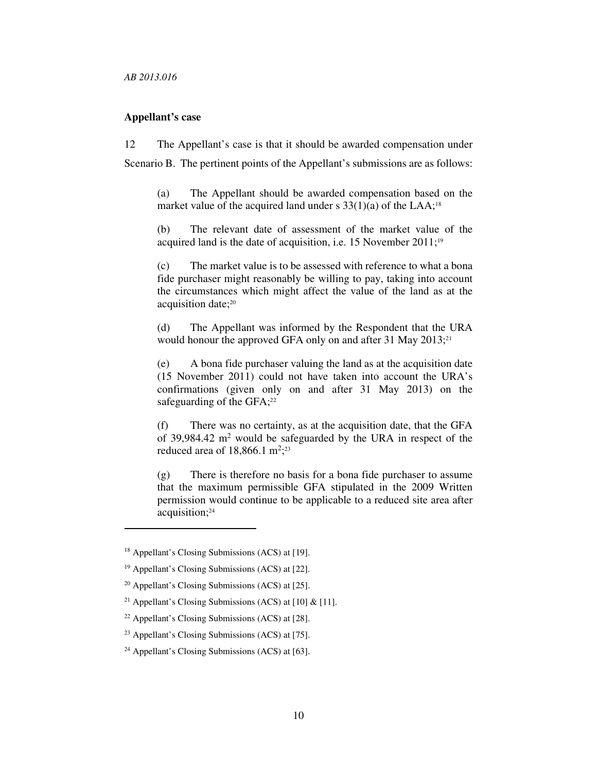## Appellant's case

12 The Appellant's case is that it should be awarded compensation under Scenario B. The pertinent points of the Appellant's submissions are as follows:

(a) The Appellant should be awarded compensation based on the market value of the acquired land under s 33(1)(a) of the LAA;[18]

(b) The relevant date of assessment of the market value of the acquired land is the date of acquisition, i.e. 15 November 2011;[19]

(c) The market value is to be assessed with reference to what a bona fide purchaser might reasonably be willing to pay, taking into account the circumstances which might affect the value of the land as at the acquisition date;[20]

(d) The Appellant was informed by the Respondent that the URA would honour the approved GFA only on and after 31 May 2013;[21]

(e) A bona fide purchaser valuing the land as at the acquisition date (15 November 2011) could not have taken into account the URA's confirmations (given only on and after 31 May 2013) on the safeguarding of the GFA;[22]

(f) There was no certainty, as at the acquisition date, that the GFA of 39,984.42 m$^2$ would be safeguarded by the URA in respect of the reduced area of 18,866.1 m$^2$;[23]

(g) There is therefore no basis for a bona fide purchaser to assume that the maximum permissible GFA stipulated in the 2009 Written permission would continue to be applicable to a reduced site area after acquisition;[24]

---

[18] Appellant's Closing Submissions (ACS) at [19].

[19] Appellant's Closing Submissions (ACS) at [22].

[20] Appellant's Closing Submissions (ACS) at [25].

[21] Appellant's Closing Submissions (ACS) at [10] & [11].

[22] Appellant's Closing Submissions (ACS) at [28].

[23] Appellant's Closing Submissions (ACS) at [75].

[24] Appellant's Closing Submissions (ACS) at [63].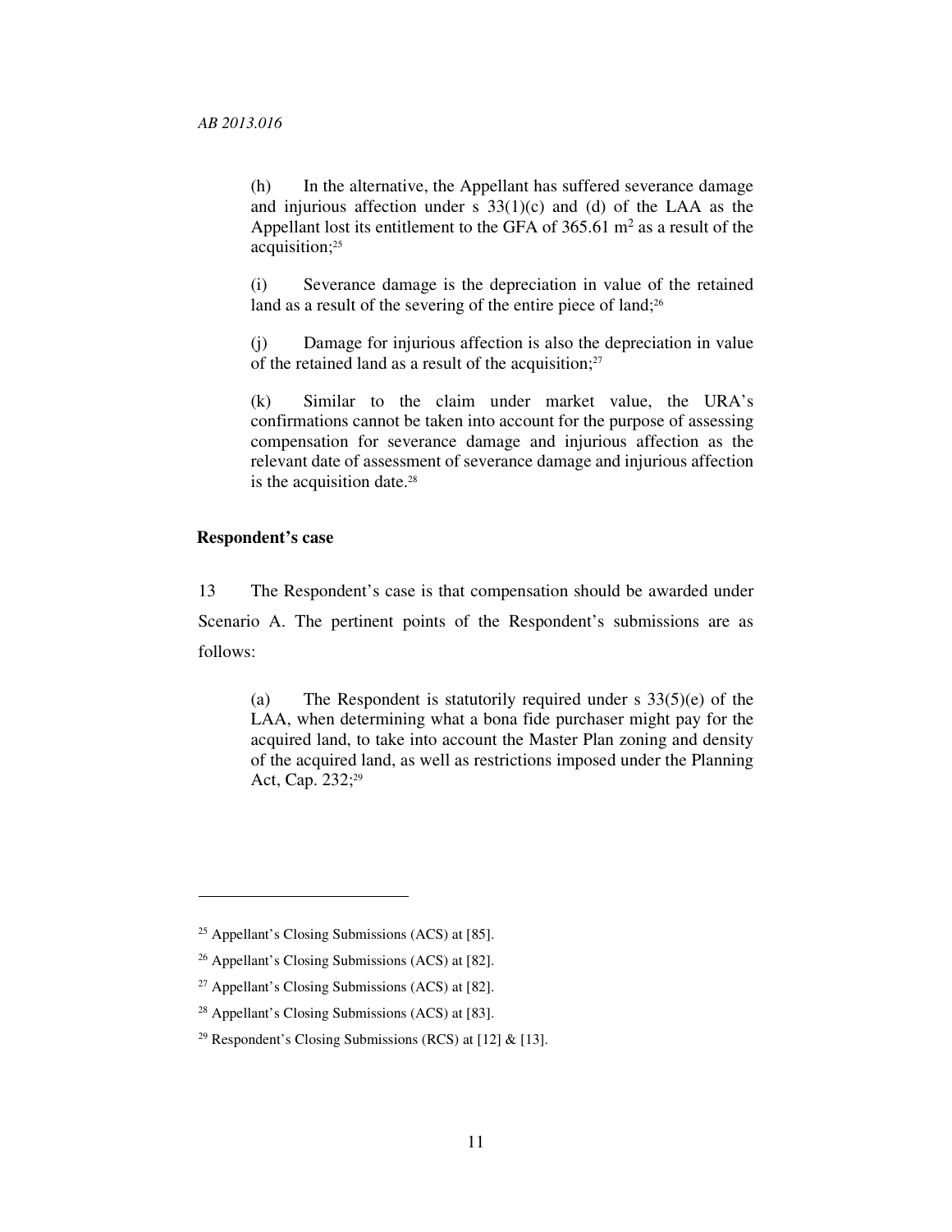(h) In the alternative, the Appellant has suffered severance damage and injurious affection under s 33(1)(c) and (d) of the LAA as the Appellant lost its entitlement to the GFA of 365.61 m$^2$ as a result of the acquisition;[25]

(i) Severance damage is the depreciation in value of the retained land as a result of the severing of the entire piece of land;[26]

(j) Damage for injurious affection is also the depreciation in value of the retained land as a result of the acquisition;[27]

(k) Similar to the claim under market value, the URA's confirmations cannot be taken into account for the purpose of assessing compensation for severance damage and injurious affection as the relevant date of assessment of severance damage and injurious affection is the acquisition date.[28]

**Respondent's case**

13 The Respondent's case is that compensation should be awarded under Scenario A. The pertinent points of the Respondent's submissions are as follows:

(a) The Respondent is statutorily required under s 33(5)(e) of the LAA, when determining what a bona fide purchaser might pay for the acquired land, to take into account the Master Plan zoning and density of the acquired land, as well as restrictions imposed under the Planning Act, Cap. 232;[29]

---

[25] Appellant's Closing Submissions (ACS) at [85].

[26] Appellant's Closing Submissions (ACS) at [82].

[27] Appellant's Closing Submissions (ACS) at [82].

[28] Appellant's Closing Submissions (ACS) at [83].

[29] Respondent's Closing Submissions (RCS) at [12] & [13].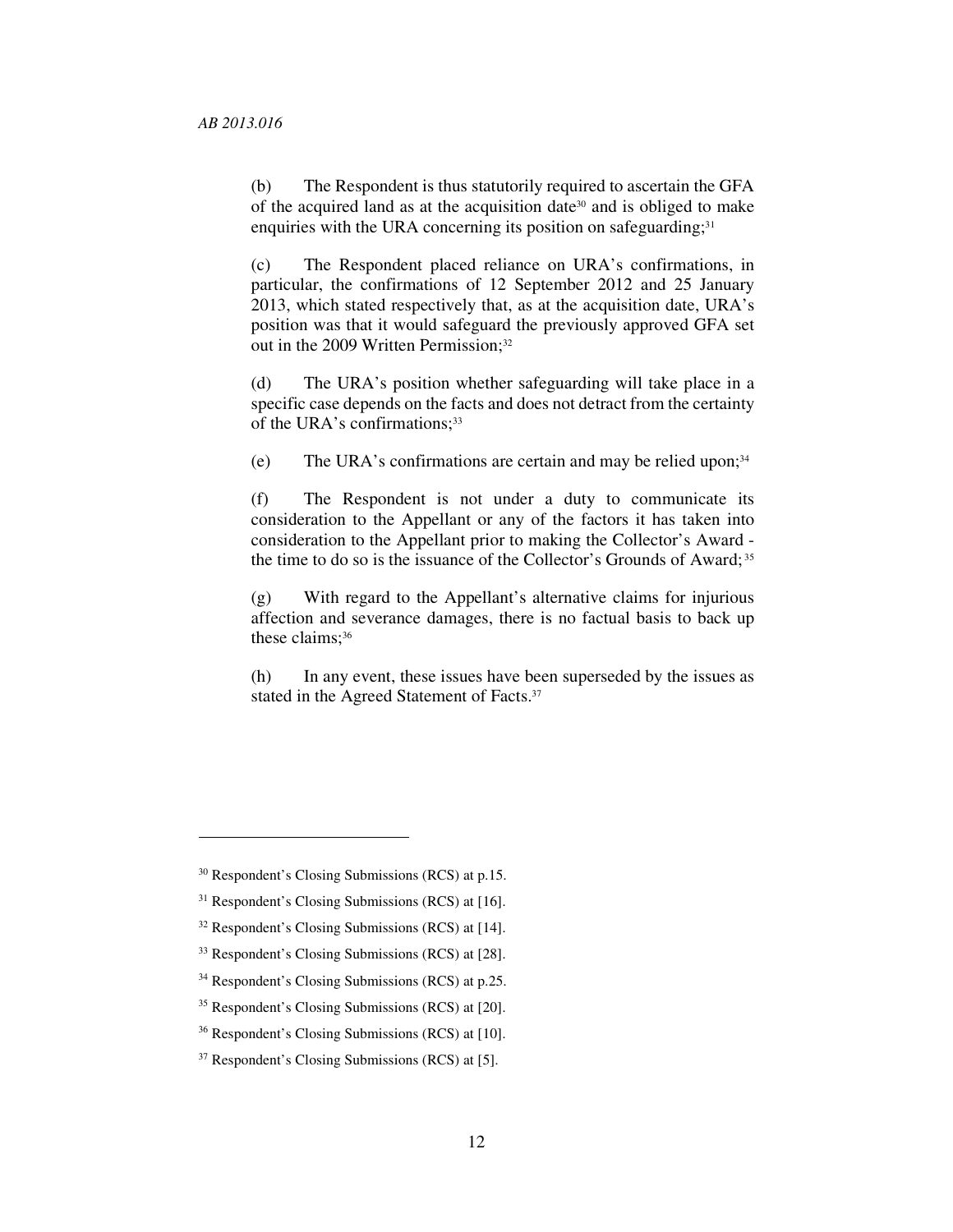(b) The Respondent is thus statutorily required to ascertain the GFA of the acquired land as at the acquisition date[30] and is obliged to make enquiries with the URA concerning its position on safeguarding;[31]

(c) The Respondent placed reliance on URA's confirmations, in particular, the confirmations of 12 September 2012 and 25 January 2013, which stated respectively that, as at the acquisition date, URA's position was that it would safeguard the previously approved GFA set out in the 2009 Written Permission;[32]

(d) The URA's position whether safeguarding will take place in a specific case depends on the facts and does not detract from the certainty of the URA's confirmations;[33]

(e) The URA's confirmations are certain and may be relied upon;[34]

(f) The Respondent is not under a duty to communicate its consideration to the Appellant or any of the factors it has taken into consideration to the Appellant prior to making the Collector's Award - the time to do so is the issuance of the Collector's Grounds of Award;[35]

(g) With regard to the Appellant's alternative claims for injurious affection and severance damages, there is no factual basis to back up these claims;[36]

(h) In any event, these issues have been superseded by the issues as stated in the Agreed Statement of Facts.[37]

---

[30] Respondent's Closing Submissions (RCS) at p.15.

[31] Respondent's Closing Submissions (RCS) at [16].

[32] Respondent's Closing Submissions (RCS) at [14].

[33] Respondent's Closing Submissions (RCS) at [28].

[34] Respondent's Closing Submissions (RCS) at p.25.

[35] Respondent's Closing Submissions (RCS) at [20].

[36] Respondent's Closing Submissions (RCS) at [10].

[37] Respondent's Closing Submissions (RCS) at [5].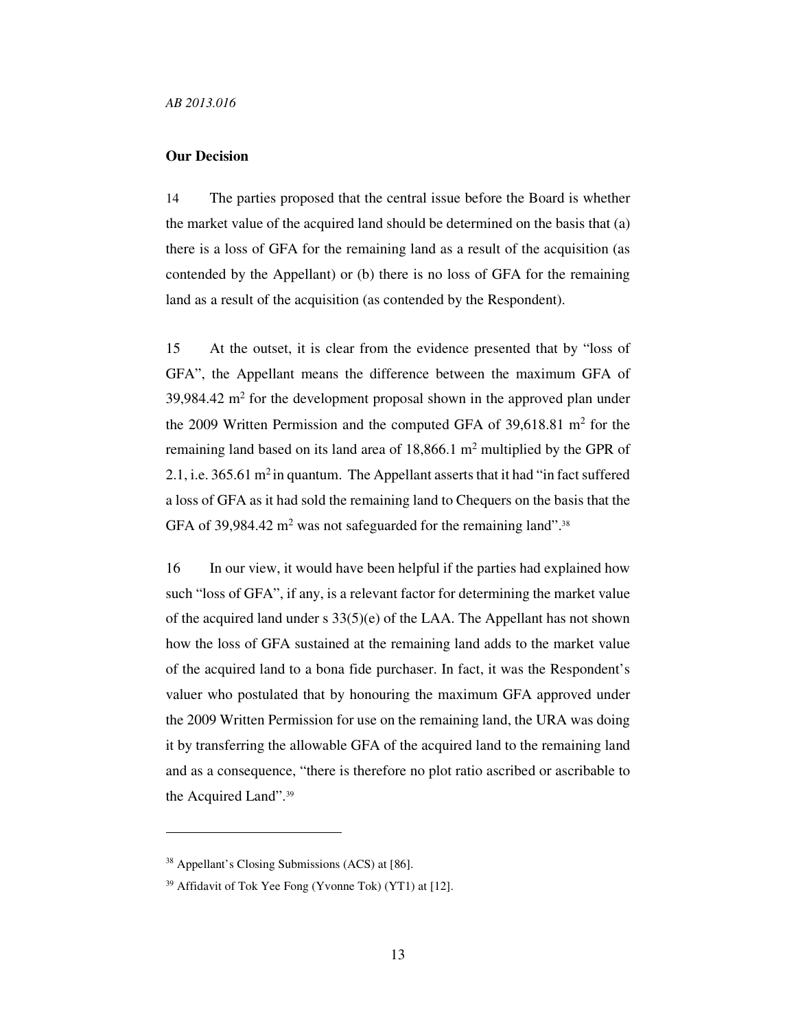**Our Decision**

14 The parties proposed that the central issue before the Board is whether the market value of the acquired land should be determined on the basis that (a) there is a loss of GFA for the remaining land as a result of the acquisition (as contended by the Appellant) or (b) there is no loss of GFA for the remaining land as a result of the acquisition (as contended by the Respondent).

15 At the outset, it is clear from the evidence presented that by "loss of GFA", the Appellant means the difference between the maximum GFA of 39,984.42 $m^2$ for the development proposal shown in the approved plan under the 2009 Written Permission and the computed GFA of 39,618.81 $m^2$ for the remaining land based on its land area of 18,866.1 $m^2$ multiplied by the GPR of 2.1, i.e. 365.61 $m^2$ in quantum. The Appellant asserts that it had "in fact suffered a loss of GFA as it had sold the remaining land to Chequers on the basis that the GFA of 39,984.42 $m^2$ was not safeguarded for the remaining land".[38]

16 In our view, it would have been helpful if the parties had explained how such "loss of GFA", if any, is a relevant factor for determining the market value of the acquired land under s 33(5)(e) of the LAA. The Appellant has not shown how the loss of GFA sustained at the remaining land adds to the market value of the acquired land to a bona fide purchaser. In fact, it was the Respondent's valuer who postulated that by honouring the maximum GFA approved under the 2009 Written Permission for use on the remaining land, the URA was doing it by transferring the allowable GFA of the acquired land to the remaining land and as a consequence, "there is therefore no plot ratio ascribed or ascribable to the Acquired Land".[39]

---

[38] Appellant's Closing Submissions (ACS) at [86].

[39] Affidavit of Tok Yee Fong (Yvonne Tok) (YT1) at [12].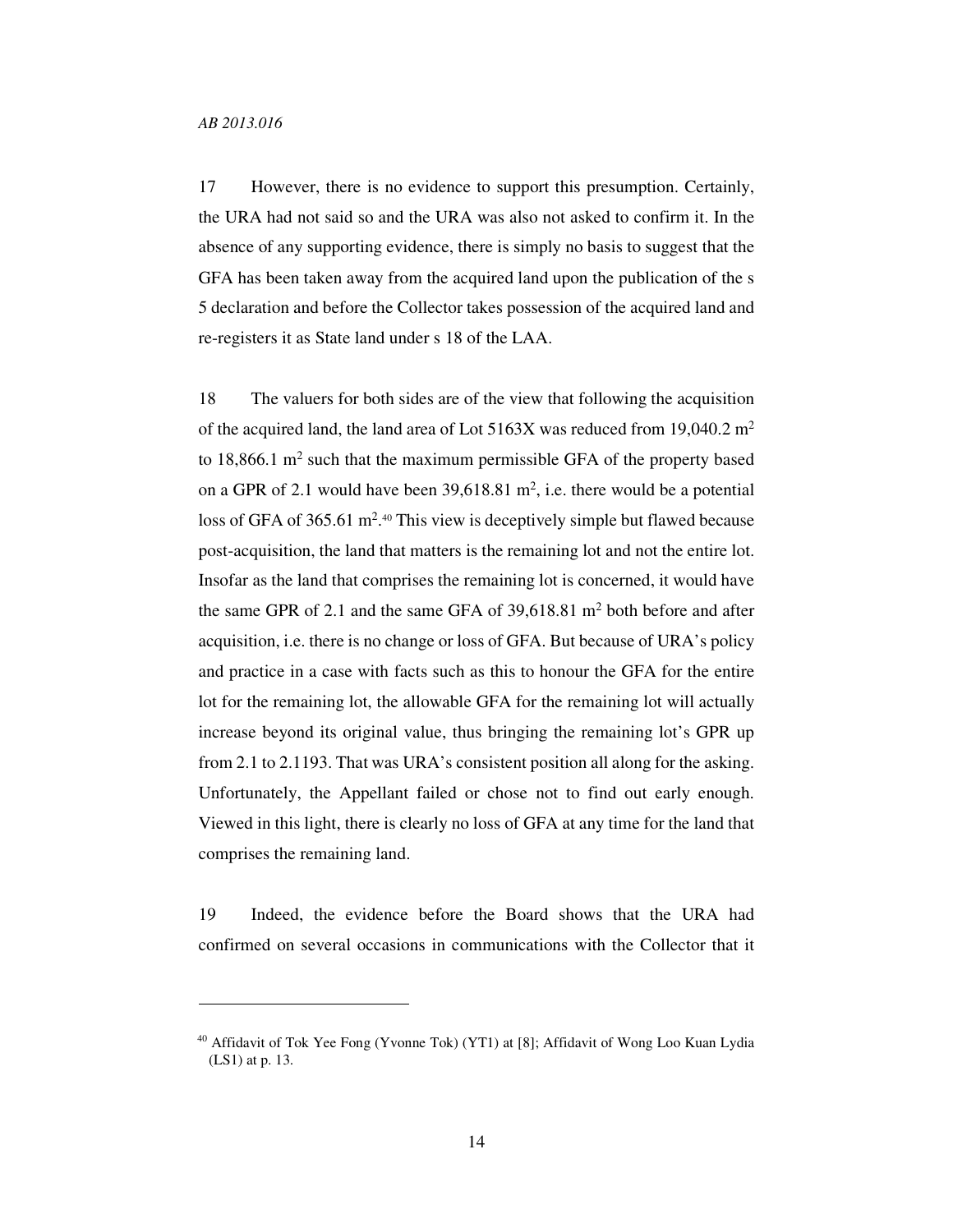17 However, there is no evidence to support this presumption. Certainly, the URA had not said so and the URA was also not asked to confirm it. In the absence of any supporting evidence, there is simply no basis to suggest that the GFA has been taken away from the acquired land upon the publication of the s 5 declaration and before the Collector takes possession of the acquired land and re-registers it as State land under s 18 of the LAA.

18 The valuers for both sides are of the view that following the acquisition of the acquired land, the land area of Lot 5163X was reduced from 19,040.2 $m^2$ to 18,866.1 $m^2$ such that the maximum permissible GFA of the property based on a GPR of 2.1 would have been 39,618.81 $m^2$, i.e. there would be a potential loss of GFA of 365.61 $m^2$.[40] This view is deceptively simple but flawed because post-acquisition, the land that matters is the remaining lot and not the entire lot. Insofar as the land that comprises the remaining lot is concerned, it would have the same GPR of 2.1 and the same GFA of 39,618.81 $m^2$ both before and after acquisition, i.e. there is no change or loss of GFA. But because of URA's policy and practice in a case with facts such as this to honour the GFA for the entire lot for the remaining lot, the allowable GFA for the remaining lot will actually increase beyond its original value, thus bringing the remaining lot's GPR up from 2.1 to 2.1193. That was URA's consistent position all along for the asking. Unfortunately, the Appellant failed or chose not to find out early enough. Viewed in this light, there is clearly no loss of GFA at any time for the land that comprises the remaining land.

19 Indeed, the evidence before the Board shows that the URA had confirmed on several occasions in communications with the Collector that it

[40] Affidavit of Tok Yee Fong (Yvonne Tok) (YT1) at [8]; Affidavit of Wong Loo Kuan Lydia (LS1) at p. 13.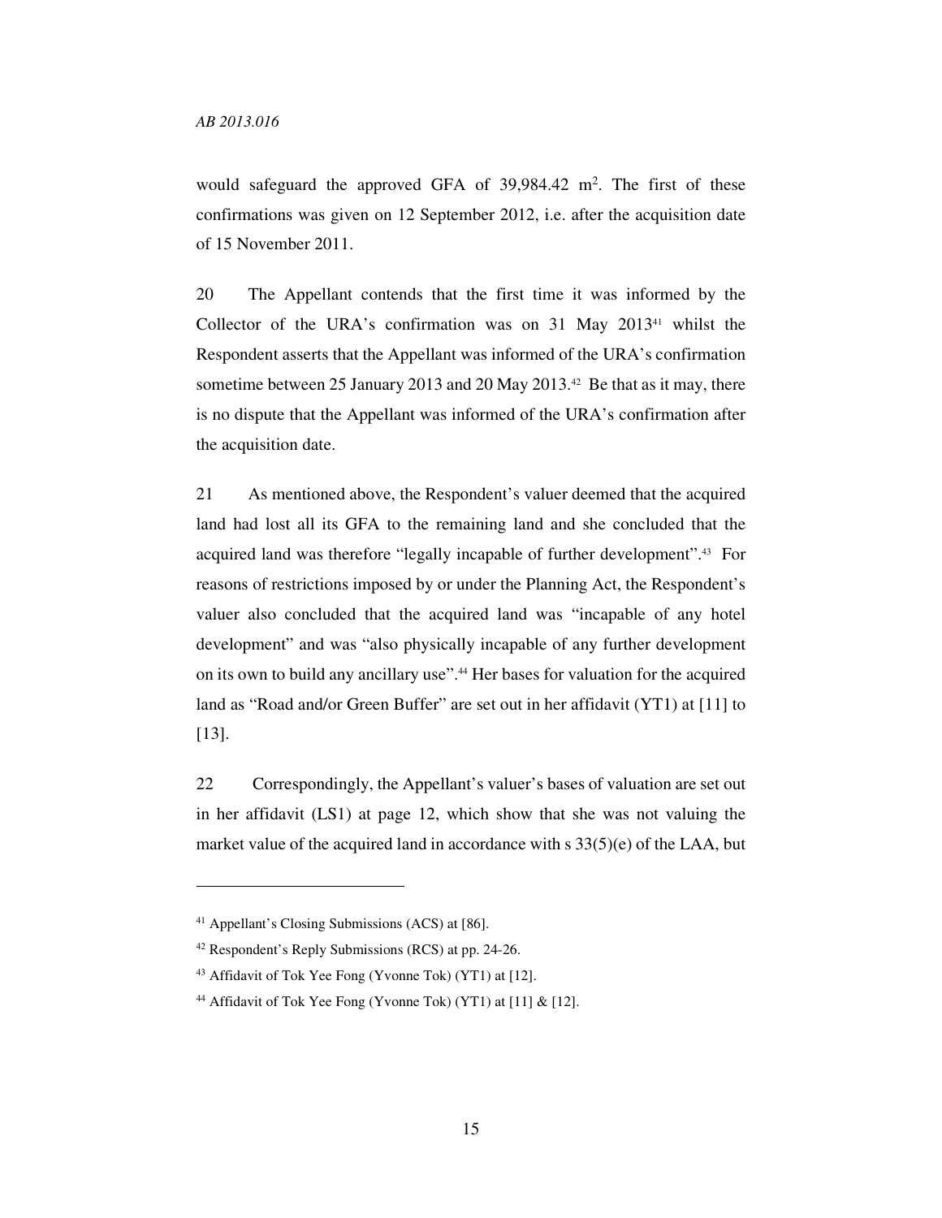would safeguard the approved GFA of 39,984.42 $m^2$. The first of these confirmations was given on 12 September 2012, i.e. after the acquisition date of 15 November 2011.

20 The Appellant contends that the first time it was informed by the Collector of the URA's confirmation was on 31 May 2013[41] whilst the Respondent asserts that the Appellant was informed of the URA's confirmation sometime between 25 January 2013 and 20 May 2013.[42] Be that as it may, there is no dispute that the Appellant was informed of the URA's confirmation after the acquisition date.

21 As mentioned above, the Respondent's valuer deemed that the acquired land had lost all its GFA to the remaining land and she concluded that the acquired land was therefore "legally incapable of further development".[43] For reasons of restrictions imposed by or under the Planning Act, the Respondent's valuer also concluded that the acquired land was "incapable of any hotel development" and was "also physically incapable of any further development on its own to build any ancillary use".[44] Her bases for valuation for the acquired land as "Road and/or Green Buffer" are set out in her affidavit (YT1) at [11] to [13].

22 Correspondingly, the Appellant's valuer's bases of valuation are set out in her affidavit (LS1) at page 12, which show that she was not valuing the market value of the acquired land in accordance with s 33(5)(e) of the LAA, but

---

[41] Appellant's Closing Submissions (ACS) at [86].

[42] Respondent's Reply Submissions (RCS) at pp. 24-26.

[43] Affidavit of Tok Yee Fong (Yvonne Tok) (YT1) at [12].

[44] Affidavit of Tok Yee Fong (Yvonne Tok) (YT1) at [11] & [12].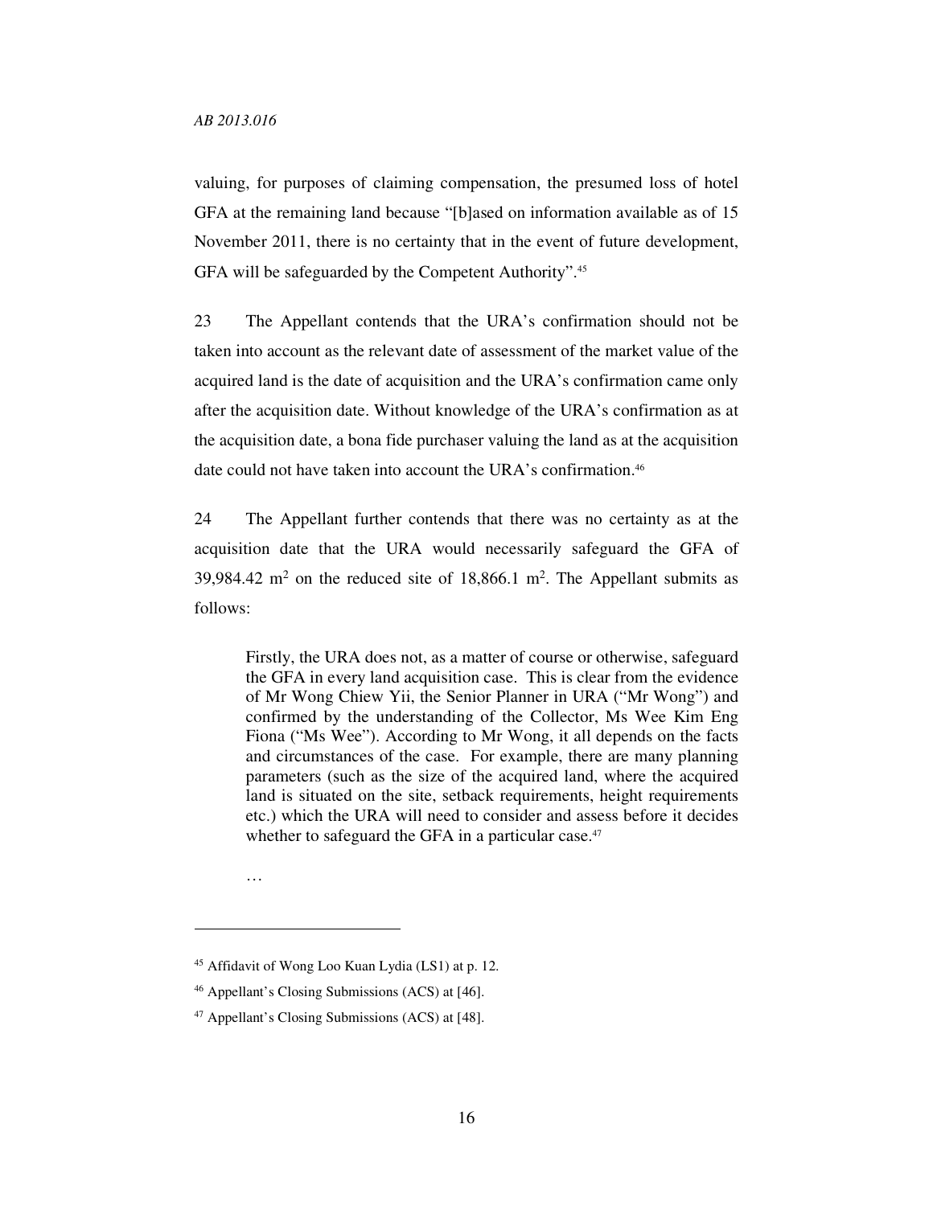valuing, for purposes of claiming compensation, the presumed loss of hotel GFA at the remaining land because "[b]ased on information available as of 15 November 2011, there is no certainty that in the event of future development, GFA will be safeguarded by the Competent Authority".[45]

23 The Appellant contends that the URA's confirmation should not be taken into account as the relevant date of assessment of the market value of the acquired land is the date of acquisition and the URA's confirmation came only after the acquisition date. Without knowledge of the URA's confirmation as at the acquisition date, a bona fide purchaser valuing the land as at the acquisition date could not have taken into account the URA's confirmation.[46]

24 The Appellant further contends that there was no certainty as at the acquisition date that the URA would necessarily safeguard the GFA of 39,984.42 m$^2$ on the reduced site of 18,866.1 m$^2$. The Appellant submits as follows:

> Firstly, the URA does not, as a matter of course or otherwise, safeguard the GFA in every land acquisition case. This is clear from the evidence of Mr Wong Chiew Yii, the Senior Planner in URA ("Mr Wong") and confirmed by the understanding of the Collector, Ms Wee Kim Eng Fiona ("Ms Wee"). According to Mr Wong, it all depends on the facts and circumstances of the case. For example, there are many planning parameters (such as the size of the acquired land, where the acquired land is situated on the site, setback requirements, height requirements etc.) which the URA will need to consider and assess before it decides whether to safeguard the GFA in a particular case.[47]
>
> …

---

[45] Affidavit of Wong Loo Kuan Lydia (LS1) at p. 12.

[46] Appellant's Closing Submissions (ACS) at [46].

[47] Appellant's Closing Submissions (ACS) at [48].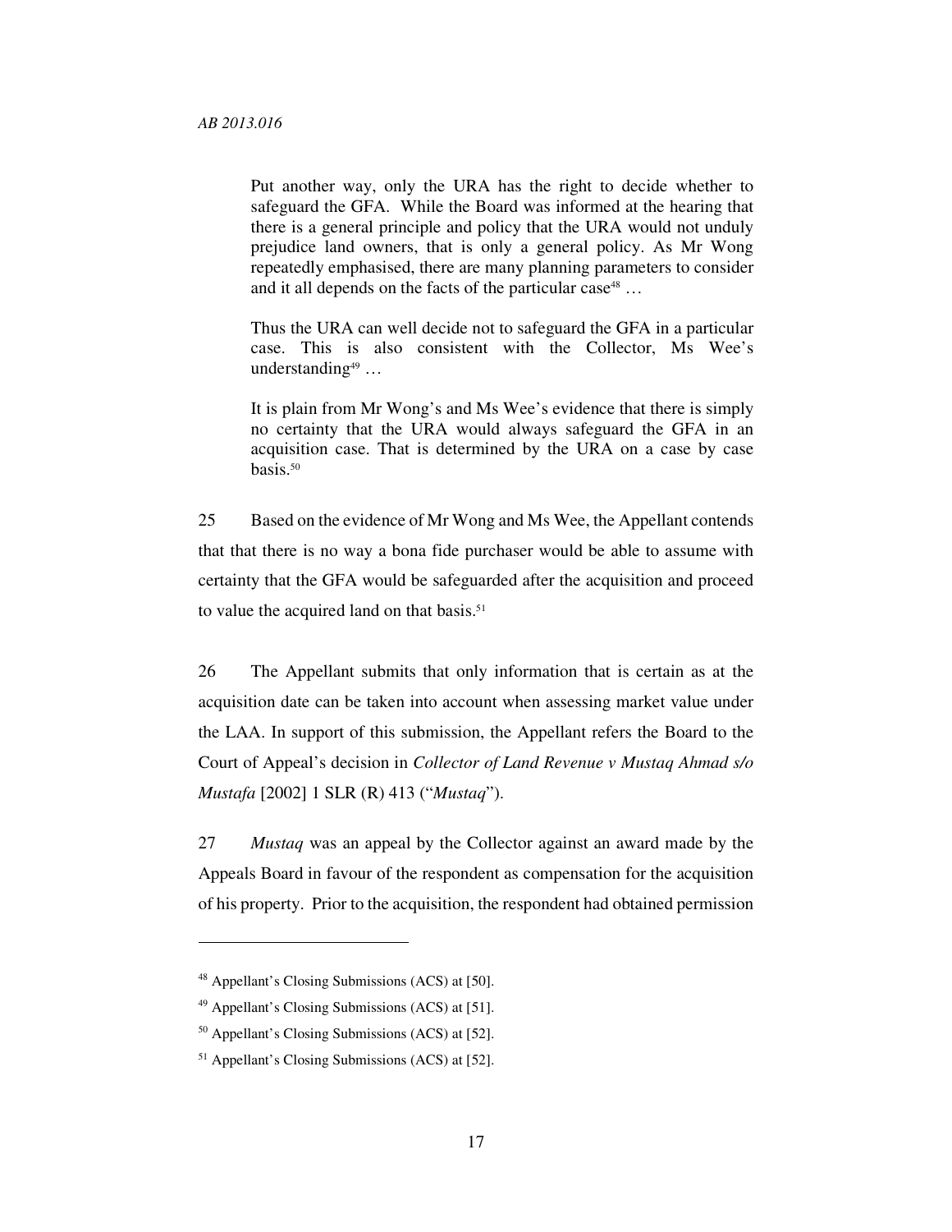> Put another way, only the URA has the right to decide whether to safeguard the GFA. While the Board was informed at the hearing that there is a general principle and policy that the URA would not unduly prejudice land owners, that is only a general policy. As Mr Wong repeatedly emphasised, there are many planning parameters to consider and it all depends on the facts of the particular case[48] …
>
> Thus the URA can well decide not to safeguard the GFA in a particular case. This is also consistent with the Collector, Ms Wee's understanding[49] …
>
> It is plain from Mr Wong's and Ms Wee's evidence that there is simply no certainty that the URA would always safeguard the GFA in an acquisition case. That is determined by the URA on a case by case basis.[50]

25 Based on the evidence of Mr Wong and Ms Wee, the Appellant contends that that there is no way a bona fide purchaser would be able to assume with certainty that the GFA would be safeguarded after the acquisition and proceed to value the acquired land on that basis.[51]

26 The Appellant submits that only information that is certain as at the acquisition date can be taken into account when assessing market value under the LAA. In support of this submission, the Appellant refers the Board to the Court of Appeal's decision in *Collector of Land Revenue v Mustaq Ahmad s/o Mustafa* [2002] 1 SLR (R) 413 ("*Mustaq*").

27 *Mustaq* was an appeal by the Collector against an award made by the Appeals Board in favour of the respondent as compensation for the acquisition of his property. Prior to the acquisition, the respondent had obtained permission

---

[48] Appellant's Closing Submissions (ACS) at [50].

[49] Appellant's Closing Submissions (ACS) at [51].

[50] Appellant's Closing Submissions (ACS) at [52].

[51] Appellant's Closing Submissions (ACS) at [52].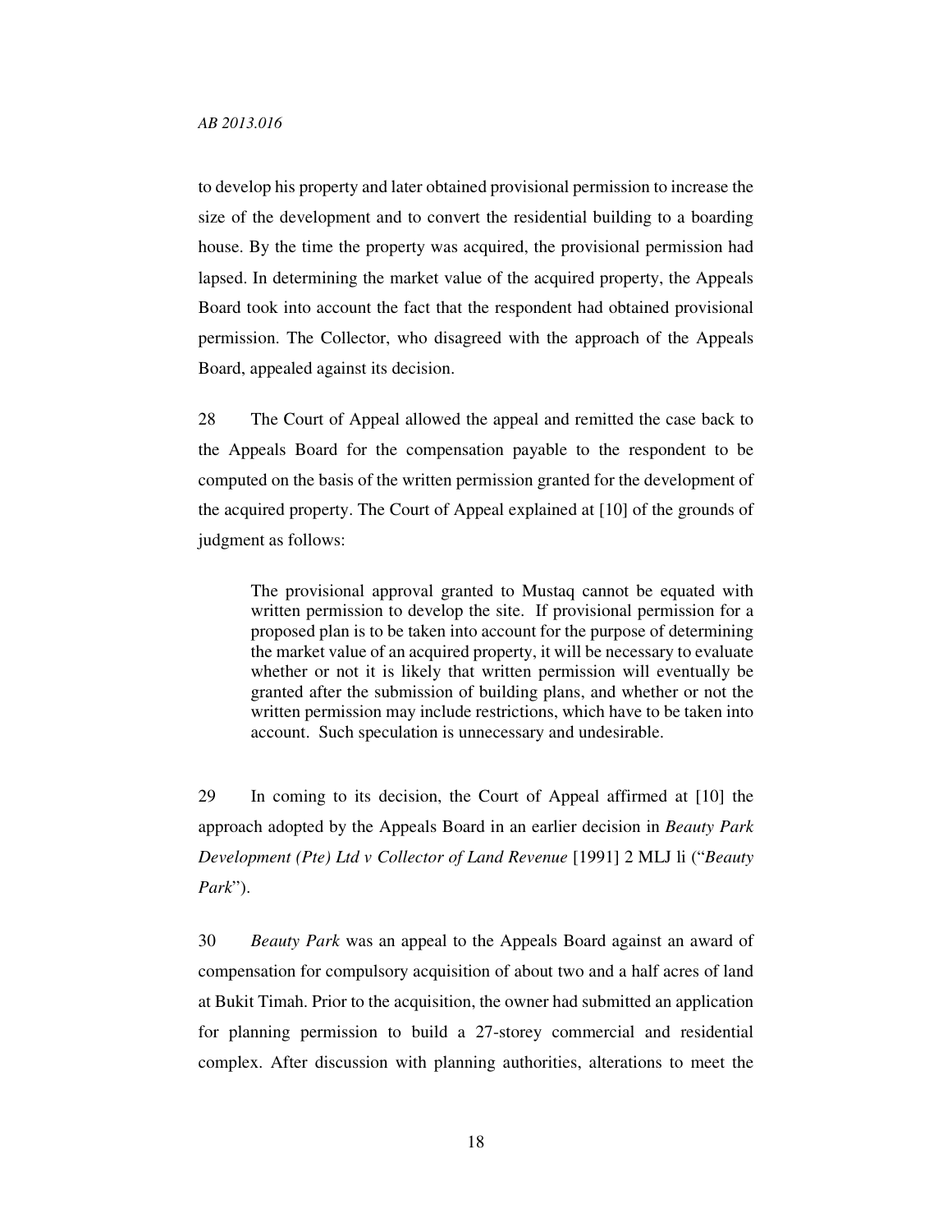to develop his property and later obtained provisional permission to increase the size of the development and to convert the residential building to a boarding house. By the time the property was acquired, the provisional permission had lapsed. In determining the market value of the acquired property, the Appeals Board took into account the fact that the respondent had obtained provisional permission. The Collector, who disagreed with the approach of the Appeals Board, appealed against its decision.

28 The Court of Appeal allowed the appeal and remitted the case back to the Appeals Board for the compensation payable to the respondent to be computed on the basis of the written permission granted for the development of the acquired property. The Court of Appeal explained at [10] of the grounds of judgment as follows:

> The provisional approval granted to Mustaq cannot be equated with written permission to develop the site. If provisional permission for a proposed plan is to be taken into account for the purpose of determining the market value of an acquired property, it will be necessary to evaluate whether or not it is likely that written permission will eventually be granted after the submission of building plans, and whether or not the written permission may include restrictions, which have to be taken into account. Such speculation is unnecessary and undesirable.

29 In coming to its decision, the Court of Appeal affirmed at [10] the approach adopted by the Appeals Board in an earlier decision in *Beauty Park Development (Pte) Ltd v Collector of Land Revenue* [1991] 2 MLJ li ("*Beauty Park*").

30 *Beauty Park* was an appeal to the Appeals Board against an award of compensation for compulsory acquisition of about two and a half acres of land at Bukit Timah. Prior to the acquisition, the owner had submitted an application for planning permission to build a 27-storey commercial and residential complex. After discussion with planning authorities, alterations to meet the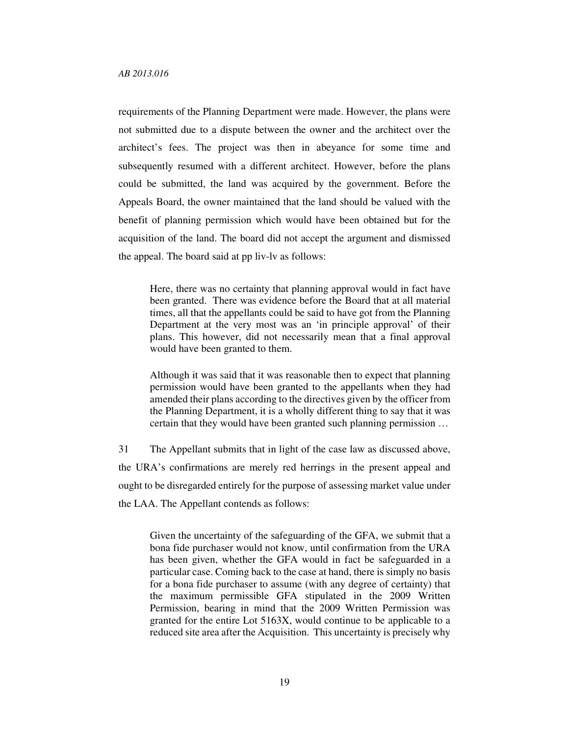requirements of the Planning Department were made. However, the plans were not submitted due to a dispute between the owner and the architect over the architect's fees. The project was then in abeyance for some time and subsequently resumed with a different architect. However, before the plans could be submitted, the land was acquired by the government. Before the Appeals Board, the owner maintained that the land should be valued with the benefit of planning permission which would have been obtained but for the acquisition of the land. The board did not accept the argument and dismissed the appeal. The board said at pp liv-lv as follows:

> Here, there was no certainty that planning approval would in fact have been granted. There was evidence before the Board that at all material times, all that the appellants could be said to have got from the Planning Department at the very most was an 'in principle approval' of their plans. This however, did not necessarily mean that a final approval would have been granted to them.
>
> Although it was said that it was reasonable then to expect that planning permission would have been granted to the appellants when they had amended their plans according to the directives given by the officer from the Planning Department, it is a wholly different thing to say that it was certain that they would have been granted such planning permission …

31 The Appellant submits that in light of the case law as discussed above, the URA's confirmations are merely red herrings in the present appeal and ought to be disregarded entirely for the purpose of assessing market value under the LAA. The Appellant contends as follows:

> Given the uncertainty of the safeguarding of the GFA, we submit that a bona fide purchaser would not know, until confirmation from the URA has been given, whether the GFA would in fact be safeguarded in a particular case. Coming back to the case at hand, there is simply no basis for a bona fide purchaser to assume (with any degree of certainty) that the maximum permissible GFA stipulated in the 2009 Written Permission, bearing in mind that the 2009 Written Permission was granted for the entire Lot 5163X, would continue to be applicable to a reduced site area after the Acquisition. This uncertainty is precisely why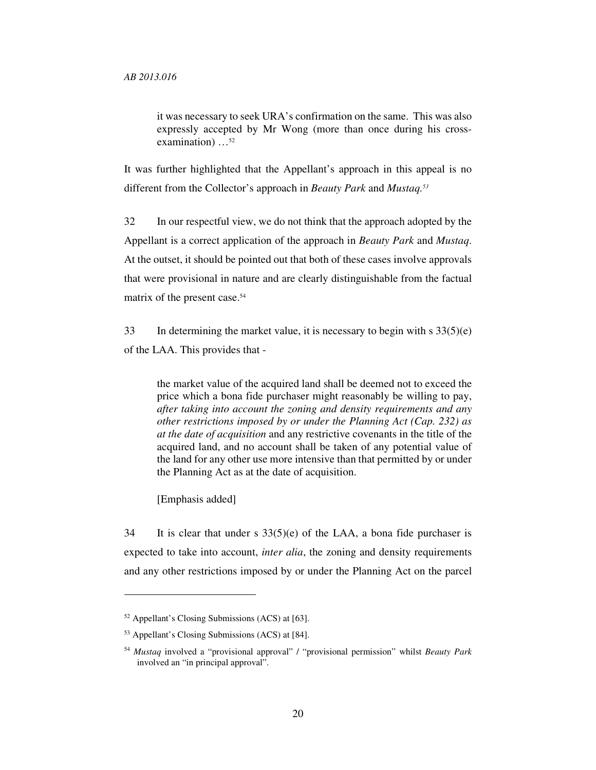> it was necessary to seek URA's confirmation on the same. This was also expressly accepted by Mr Wong (more than once during his cross-examination) …[52]

It was further highlighted that the Appellant's approach in this appeal is no different from the Collector's approach in *Beauty Park* and *Mustaq.*[53]

32 In our respectful view, we do not think that the approach adopted by the Appellant is a correct application of the approach in *Beauty Park* and *Mustaq*. At the outset, it should be pointed out that both of these cases involve approvals that were provisional in nature and are clearly distinguishable from the factual matrix of the present case.[54]

33 In determining the market value, it is necessary to begin with s 33(5)(e) of the LAA. This provides that -

> the market value of the acquired land shall be deemed not to exceed the price which a bona fide purchaser might reasonably be willing to pay, *after taking into account the zoning and density requirements and any other restrictions imposed by or under the Planning Act (Cap. 232) as at the date of acquisition* and any restrictive covenants in the title of the acquired land, and no account shall be taken of any potential value of the land for any other use more intensive than that permitted by or under the Planning Act as at the date of acquisition.
>
> [Emphasis added]

34 It is clear that under s 33(5)(e) of the LAA, a bona fide purchaser is expected to take into account, *inter alia*, the zoning and density requirements and any other restrictions imposed by or under the Planning Act on the parcel

---

[52] Appellant's Closing Submissions (ACS) at [63].

[53] Appellant's Closing Submissions (ACS) at [84].

[54] *Mustaq* involved a "provisional approval" / "provisional permission" whilst *Beauty Park* involved an "in principal approval".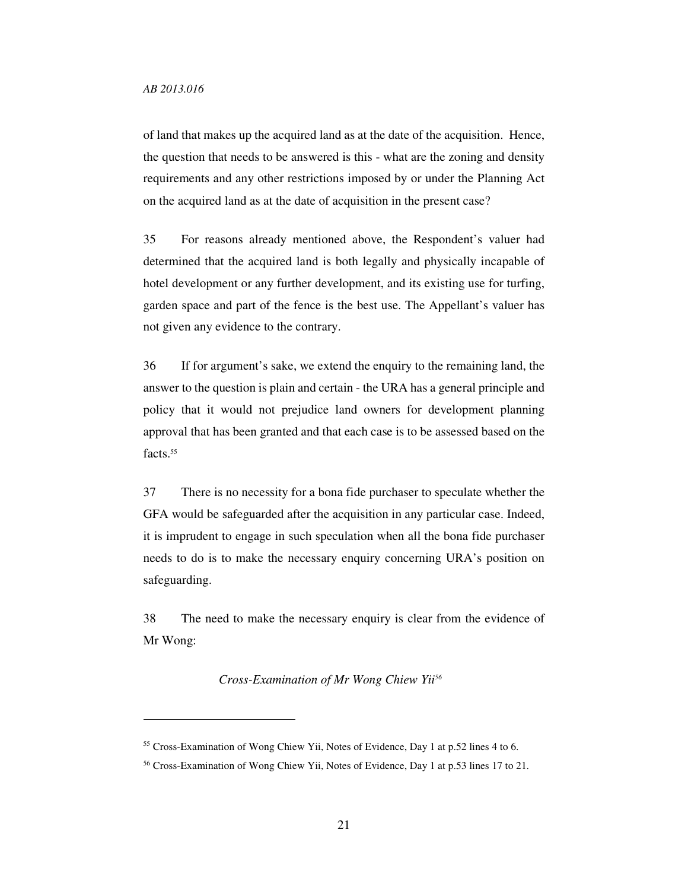of land that makes up the acquired land as at the date of the acquisition. Hence, the question that needs to be answered is this - what are the zoning and density requirements and any other restrictions imposed by or under the Planning Act on the acquired land as at the date of acquisition in the present case?

35 For reasons already mentioned above, the Respondent's valuer had determined that the acquired land is both legally and physically incapable of hotel development or any further development, and its existing use for turfing, garden space and part of the fence is the best use. The Appellant's valuer has not given any evidence to the contrary.

36 If for argument's sake, we extend the enquiry to the remaining land, the answer to the question is plain and certain - the URA has a general principle and policy that it would not prejudice land owners for development planning approval that has been granted and that each case is to be assessed based on the facts.[55]

37 There is no necessity for a bona fide purchaser to speculate whether the GFA would be safeguarded after the acquisition in any particular case. Indeed, it is imprudent to engage in such speculation when all the bona fide purchaser needs to do is to make the necessary enquiry concerning URA's position on safeguarding.

38 The need to make the necessary enquiry is clear from the evidence of Mr Wong:

*Cross-Examination of Mr Wong Chiew Yii*[56]

---

[55] Cross-Examination of Wong Chiew Yii, Notes of Evidence, Day 1 at p.52 lines 4 to 6.

[56] Cross-Examination of Wong Chiew Yii, Notes of Evidence, Day 1 at p.53 lines 17 to 21.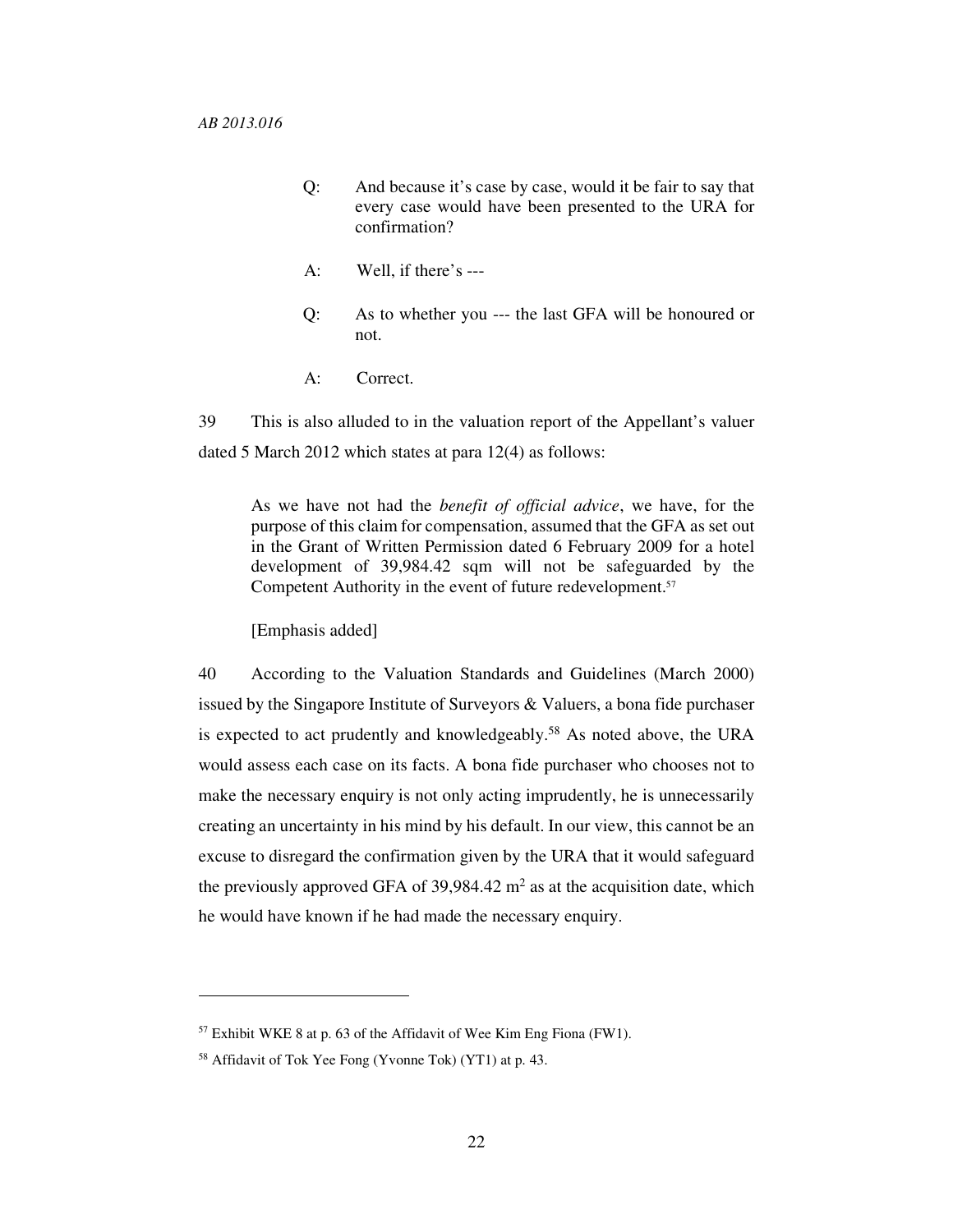> Q: And because it's case by case, would it be fair to say that every case would have been presented to the URA for confirmation?
>
> A: Well, if there's ---
>
> Q: As to whether you --- the last GFA will be honoured or not.
>
> A: Correct.

39 This is also alluded to in the valuation report of the Appellant's valuer dated 5 March 2012 which states at para 12(4) as follows:

> As we have not had the *benefit of official advice*, we have, for the purpose of this claim for compensation, assumed that the GFA as set out in the Grant of Written Permission dated 6 February 2009 for a hotel development of 39,984.42 sqm will not be safeguarded by the Competent Authority in the event of future redevelopment.[57]
>
> [Emphasis added]

40 According to the Valuation Standards and Guidelines (March 2000) issued by the Singapore Institute of Surveyors & Valuers, a bona fide purchaser is expected to act prudently and knowledgeably.[58] As noted above, the URA would assess each case on its facts. A bona fide purchaser who chooses not to make the necessary enquiry is not only acting imprudently, he is unnecessarily creating an uncertainty in his mind by his default. In our view, this cannot be an excuse to disregard the confirmation given by the URA that it would safeguard the previously approved GFA of 39,984.42 $m^2$ as at the acquisition date, which he would have known if he had made the necessary enquiry.

---

[57] Exhibit WKE 8 at p. 63 of the Affidavit of Wee Kim Eng Fiona (FW1).

[58] Affidavit of Tok Yee Fong (Yvonne Tok) (YT1) at p. 43.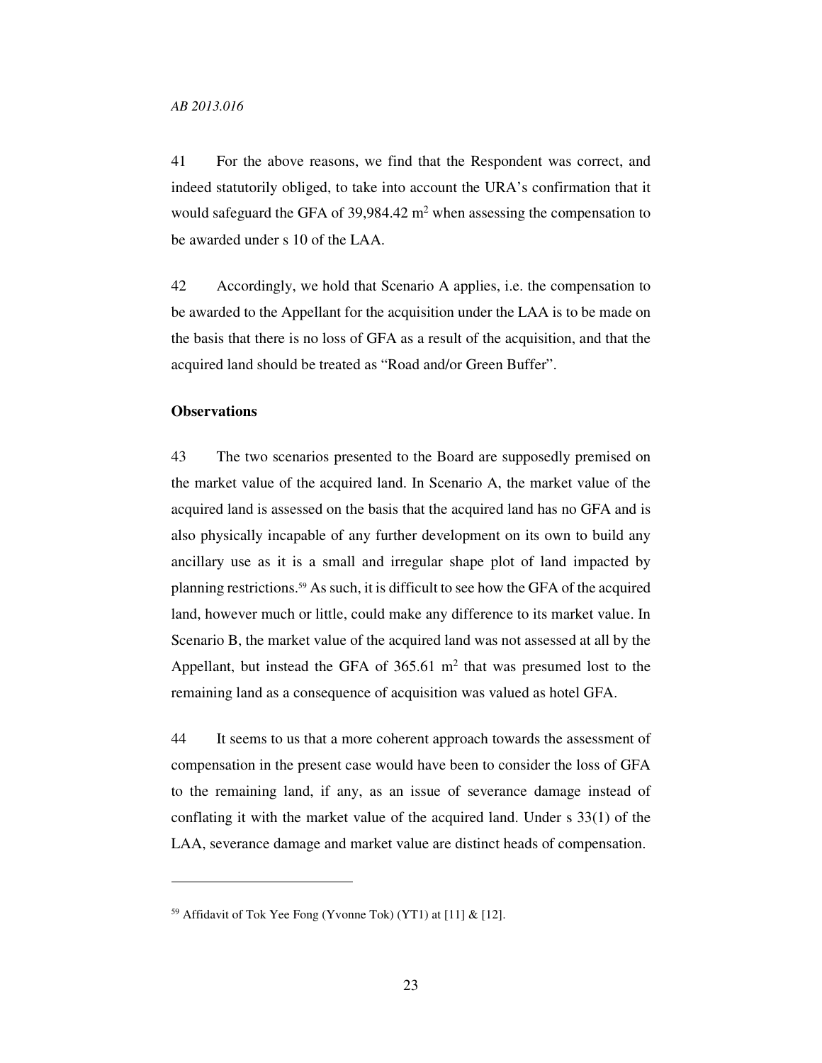41 For the above reasons, we find that the Respondent was correct, and indeed statutorily obliged, to take into account the URA's confirmation that it would safeguard the GFA of 39,984.42 m$^2$ when assessing the compensation to be awarded under s 10 of the LAA.

42 Accordingly, we hold that Scenario A applies, i.e. the compensation to be awarded to the Appellant for the acquisition under the LAA is to be made on the basis that there is no loss of GFA as a result of the acquisition, and that the acquired land should be treated as "Road and/or Green Buffer".

**Observations**

43 The two scenarios presented to the Board are supposedly premised on the market value of the acquired land. In Scenario A, the market value of the acquired land is assessed on the basis that the acquired land has no GFA and is also physically incapable of any further development on its own to build any ancillary use as it is a small and irregular shape plot of land impacted by planning restrictions.[59] As such, it is difficult to see how the GFA of the acquired land, however much or little, could make any difference to its market value. In Scenario B, the market value of the acquired land was not assessed at all by the Appellant, but instead the GFA of 365.61 m$^2$ that was presumed lost to the remaining land as a consequence of acquisition was valued as hotel GFA.

44 It seems to us that a more coherent approach towards the assessment of compensation in the present case would have been to consider the loss of GFA to the remaining land, if any, as an issue of severance damage instead of conflating it with the market value of the acquired land. Under s 33(1) of the LAA, severance damage and market value are distinct heads of compensation.

---

[59] Affidavit of Tok Yee Fong (Yvonne Tok) (YT1) at [11] & [12].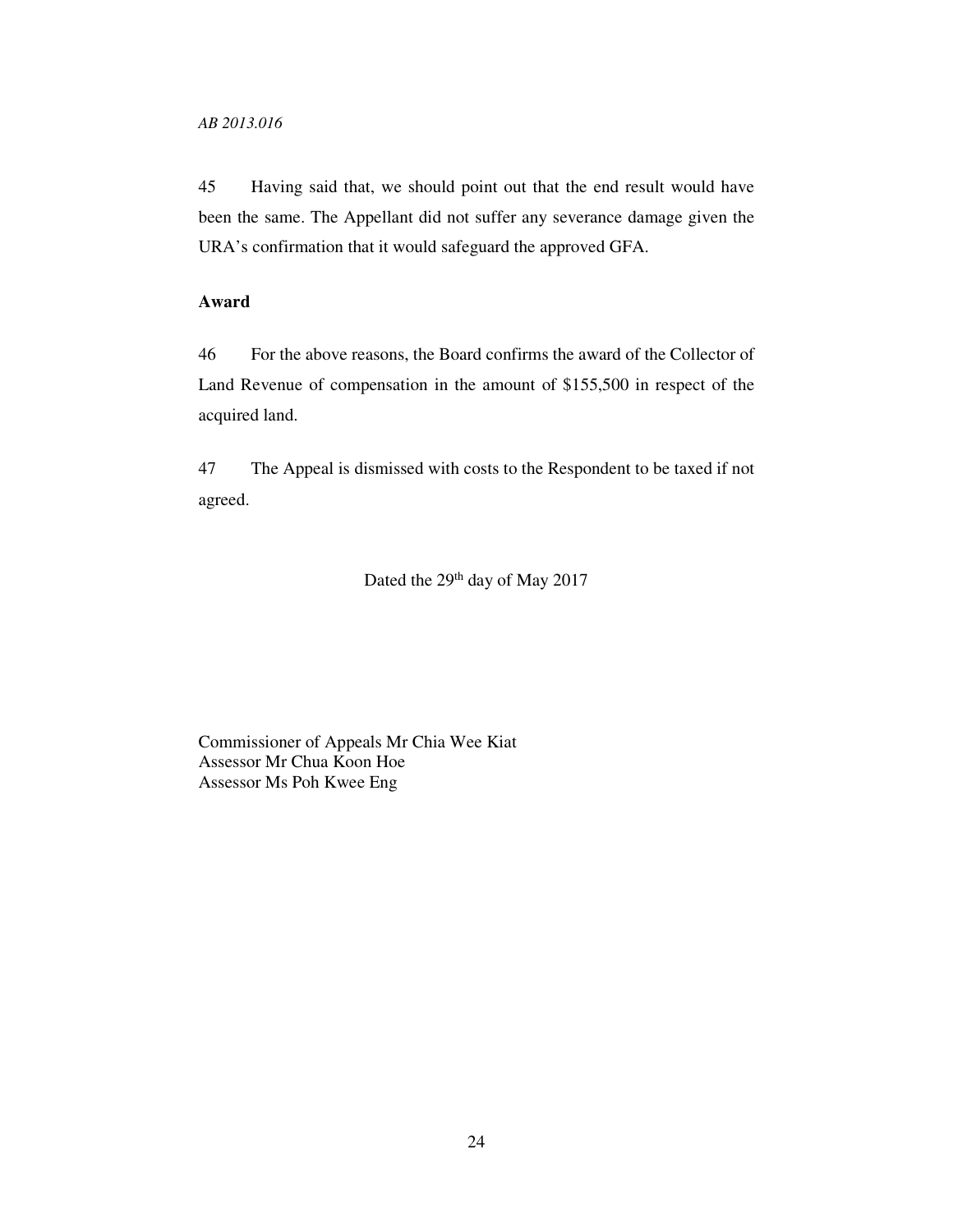45 Having said that, we should point out that the end result would have been the same. The Appellant did not suffer any severance damage given the URA's confirmation that it would safeguard the approved GFA.

**Award**

46 For the above reasons, the Board confirms the award of the Collector of Land Revenue of compensation in the amount of $155,500 in respect of the acquired land.

47 The Appeal is dismissed with costs to the Respondent to be taxed if not agreed.

Dated the 29th day of May 2017

Commissioner of Appeals Mr Chia Wee Kiat
Assessor Mr Chua Koon Hoe
Assessor Ms Poh Kwee Eng